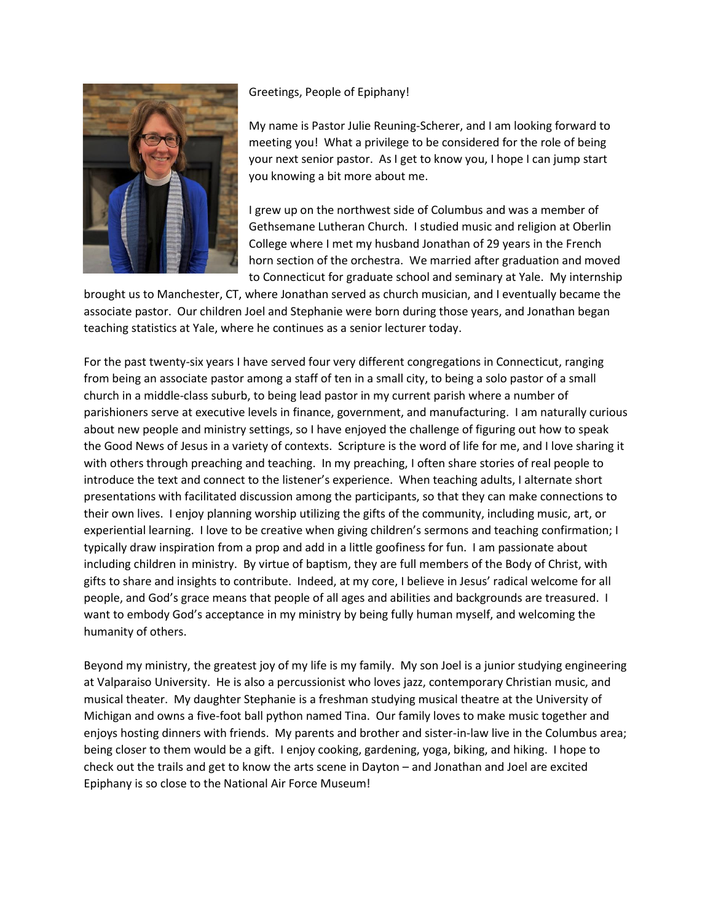Greetings, People of Epiphany!

My name is Pastor Julie Reuning-Scherer, and I am looking forward to meeting you! What a privilege to be considered for the role of being your next senior pastor. As I get to know you, I hope I can jump start you knowing a bit more about me.

I grew up on the northwest side of Columbus and was a member of Gethsemane Lutheran Church. I studied music and religion at Oberlin College where I met my husband Jonathan of 29 years in the French horn section of the orchestra. We married after graduation and moved to Connecticut for graduate school and seminary at Yale. My internship brought us to Manchester, CT, where Jonathan served as church musician, and I eventually became the associate pastor. Our children Joel and Stephanie were born during those years, and Jonathan began teaching statistics at Yale, where he continues as a senior lecturer today.

For the past twenty-six years I have served four very different congregations in Connecticut, ranging from being an associate pastor among a staff of ten in a small city, to being a solo pastor of a small church in a middle-class suburb, to being lead pastor in my current parish where a number of parishioners serve at executive levels in finance, government, and manufacturing. I am naturally curious about new people and ministry settings, so I have enjoyed the challenge of figuring out how to speak the Good News of Jesus in a variety of contexts. Scripture is the word of life for me, and I love sharing it with others through preaching and teaching. In my preaching, I often share stories of real people to introduce the text and connect to the listener's experience. When teaching adults, I alternate short presentations with facilitated discussion among the participants, so that they can make connections to their own lives. I enjoy planning worship utilizing the gifts of the community, including music, art, or experiential learning. I love to be creative when giving children's sermons and teaching confirmation; I typically draw inspiration from a prop and add in a little goofiness for fun. I am passionate about including children in ministry. By virtue of baptism, they are full members of the Body of Christ, with gifts to share and insights to contribute. Indeed, at my core, I believe in Jesus' radical welcome for all people, and God's grace means that people of all ages and abilities and backgrounds are treasured. I want to embody God's acceptance in my ministry by being fully human myself, and welcoming the humanity of others.

Beyond my ministry, the greatest joy of my life is my family. My son Joel is a junior studying engineering at Valparaiso University. He is also a percussionist who loves jazz, contemporary Christian music, and musical theater. My daughter Stephanie is a freshman studying musical theatre at the University of Michigan and owns a five-foot ball python named Tina. Our family loves to make music together and enjoys hosting dinners with friends. My parents and brother and sister-in-law live in the Columbus area; being closer to them would be a gift. I enjoy cooking, gardening, yoga, biking, and hiking. I hope to check out the trails and get to know the arts scene in Dayton – and Jonathan and Joel are excited Epiphany is so close to the National Air Force Museum!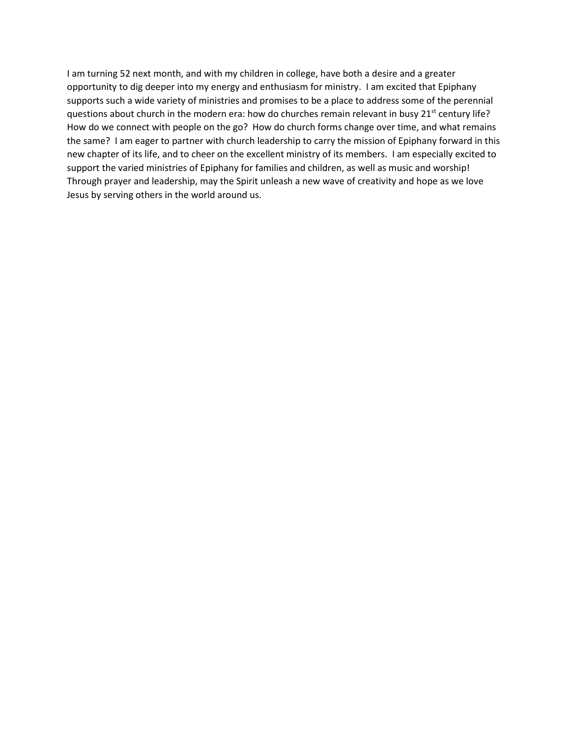I am turning 52 next month, and with my children in college, have both a desire and a greater opportunity to dig deeper into my energy and enthusiasm for ministry. I am excited that Epiphany supports such a wide variety of ministries and promises to be a place to address some of the perennial questions about church in the modern era: how do churches remain relevant in busy 21st century life? How do we connect with people on the go? How do church forms change over time, and what remains the same? I am eager to partner with church leadership to carry the mission of Epiphany forward in this new chapter of its life, and to cheer on the excellent ministry of its members. I am especially excited to support the varied ministries of Epiphany for families and children, as well as music and worship! Through prayer and leadership, may the Spirit unleash a new wave of creativity and hope as we love Jesus by serving others in the world around us.